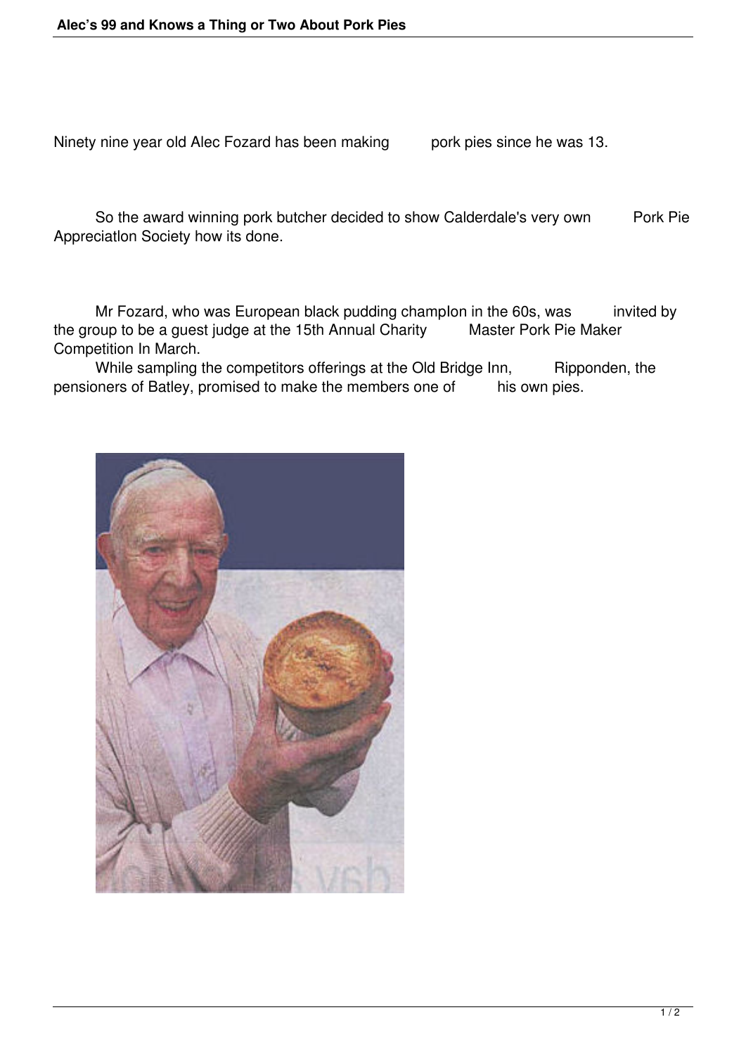Ninety nine year old Alec Fozard has been making pork pies since he was 13.

So the award winning pork butcher decided to show Calderdale's very own Pork Pie Appreciatlon Society how its done.

Mr Fozard, who was European black pudding champlon in the 60s, was invited by the group to be a guest judge at the 15th Annual Charity Master Pork Pie Maker Competition In March.

While sampling the competitors offerings at the Old Bridge Inn, Ripponden, the pensioners of Batley, promised to make the members one of his own pies.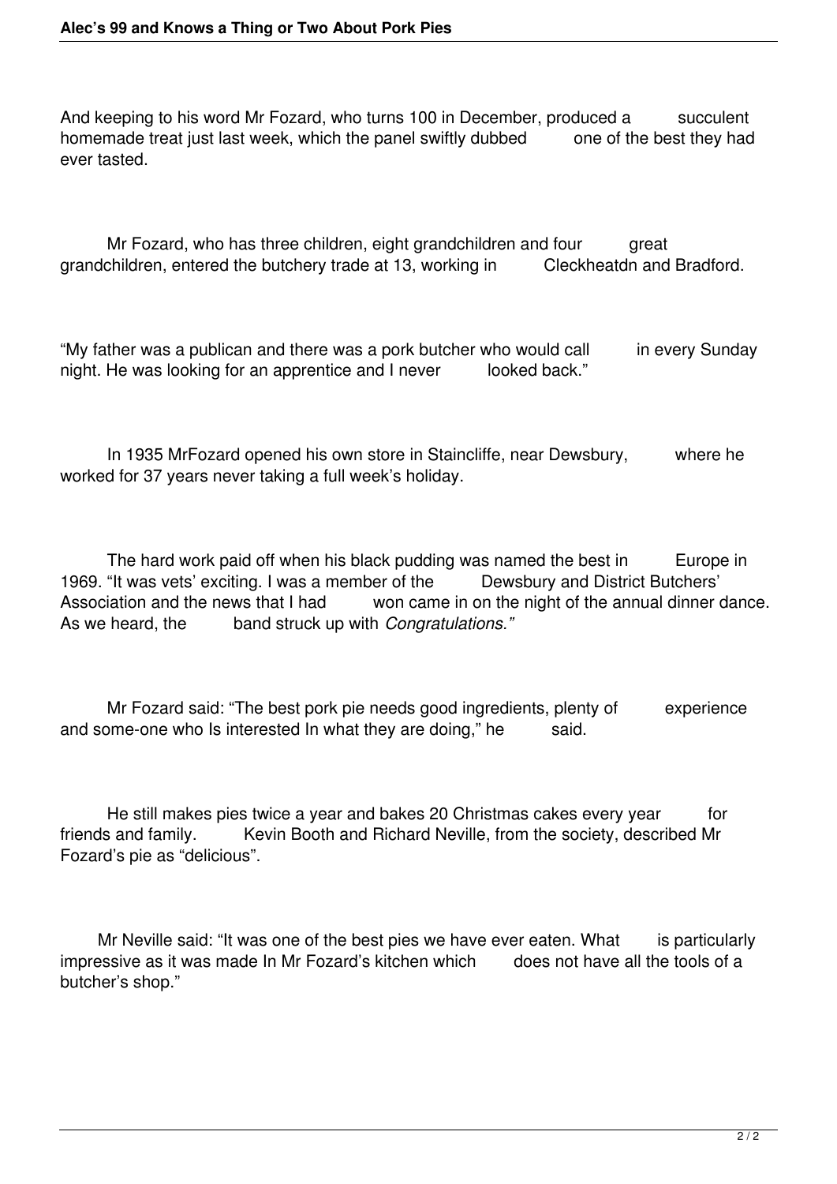And keeping to his word Mr Fozard, who turns 100 in December, produced a succulent homemade treat just last week, which the panel swiftly dubbed one of the best they had ever tasted.

Mr Fozard, who has three children, eight grandchildren and four great grandchildren, entered the butchery trade at 13, working in Cleckheatdn and Bradford.

"My father was a publican and there was a pork butcher who would call in every Sunday night. He was looking for an apprentice and I never looked back."

In 1935 MrFozard opened his own store in Staincliffe, near Dewsbury, where he worked for 37 years never taking a full week's holiday.

The hard work paid off when his black pudding was named the best in Europe in 1969. "It was vets' exciting. I was a member of the Dewsbury and District Butchers' Association and the news that I had won came in on the night of the annual dinner dance. As we heard, the band struck up with *Congratulations."*

Mr Fozard said: "The best pork pie needs good ingredients, plenty of experience and some-one who Is interested In what they are doing," he said.

He still makes pies twice a year and bakes 20 Christmas cakes every year for friends and family. Kevin Booth and Richard Neville, from the society, described Mr Fozard's pie as "delicious".

Mr Neville said: "It was one of the best pies we have ever eaten. What is particularly impressive as it was made In Mr Fozard's kitchen which does not have all the tools of a butcher's shop."